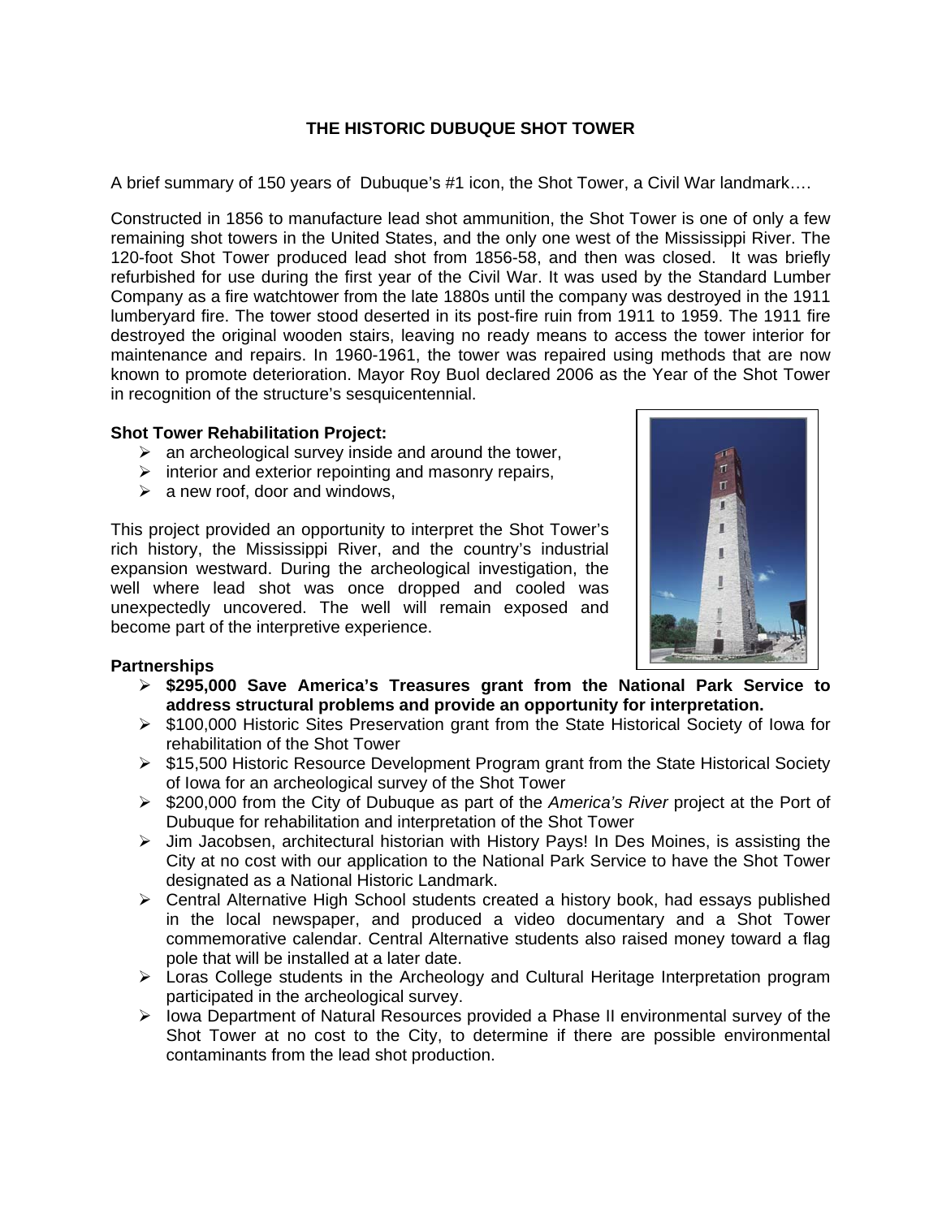# THE HISTORIC DUBUQUE SHOT TOWER

A brief summary of 150 years of  Dubuque's #1 icon, the Shot Tower, a Civil War landmark….

Constructed in 1856 to manufacture lead shot ammunition, the Shot Tower is one of only a few remaining shot towers in the United States, and the only one west of the Mississippi River. The 120-foot Shot Tower produced lead shot from 1856-58, and then was closed.  It was briefly refurbished for use during the first year of the Civil War. It was used by the Standard Lumber Company as a fire watchtower from the late 1880s until the company was destroyed in the 1911 lumberyard fire. The tower stood deserted in its post-fire ruin from 1911 to 1959. The 1911 fire destroyed the original wooden stairs, leaving no ready means to access the tower interior for maintenance and repairs. In 1960-1961, the tower was repaired using methods that are now known to promote deterioration. Mayor Roy Buol declared 2006 as the Year of the Shot Tower in recognition of the structure's sesquicentennial.

**Shot Tower Rehabilitation Project:**

- an archeological survey inside and around the tower,
- interior and exterior repointing and masonry repairs,
- a new roof, door and windows,

This project provided an opportunity to interpret the Shot Tower's rich history, the Mississippi River, and the country's industrial expansion westward. During the archeological investigation, the well where lead shot was once dropped and cooled was unexpectedly uncovered. The well will remain exposed and become part of the interpretive experience.

**Partnerships**

- **$295,000 Save America's Treasures grant from the National Park Service to address structural problems and provide an opportunity for interpretation.**
- $100,000 Historic Sites Preservation grant from the State Historical Society of Iowa for rehabilitation of the Shot Tower
- $15,500 Historic Resource Development Program grant from the State Historical Society of Iowa for an archeological survey of the Shot Tower
- $200,000 from the City of Dubuque as part of the *America's River* project at the Port of Dubuque for rehabilitation and interpretation of the Shot Tower
- Jim Jacobsen, architectural historian with History Pays! In Des Moines, is assisting the City at no cost with our application to the National Park Service to have the Shot Tower designated as a National Historic Landmark.
- Central Alternative High School students created a history book, had essays published in the local newspaper, and produced a video documentary and a Shot Tower commemorative calendar. Central Alternative students also raised money toward a flag pole that will be installed at a later date.
- Loras College students in the Archeology and Cultural Heritage Interpretation program participated in the archeological survey.
- Iowa Department of Natural Resources provided a Phase II environmental survey of the Shot Tower at no cost to the City, to determine if there are possible environmental contaminants from the lead shot production.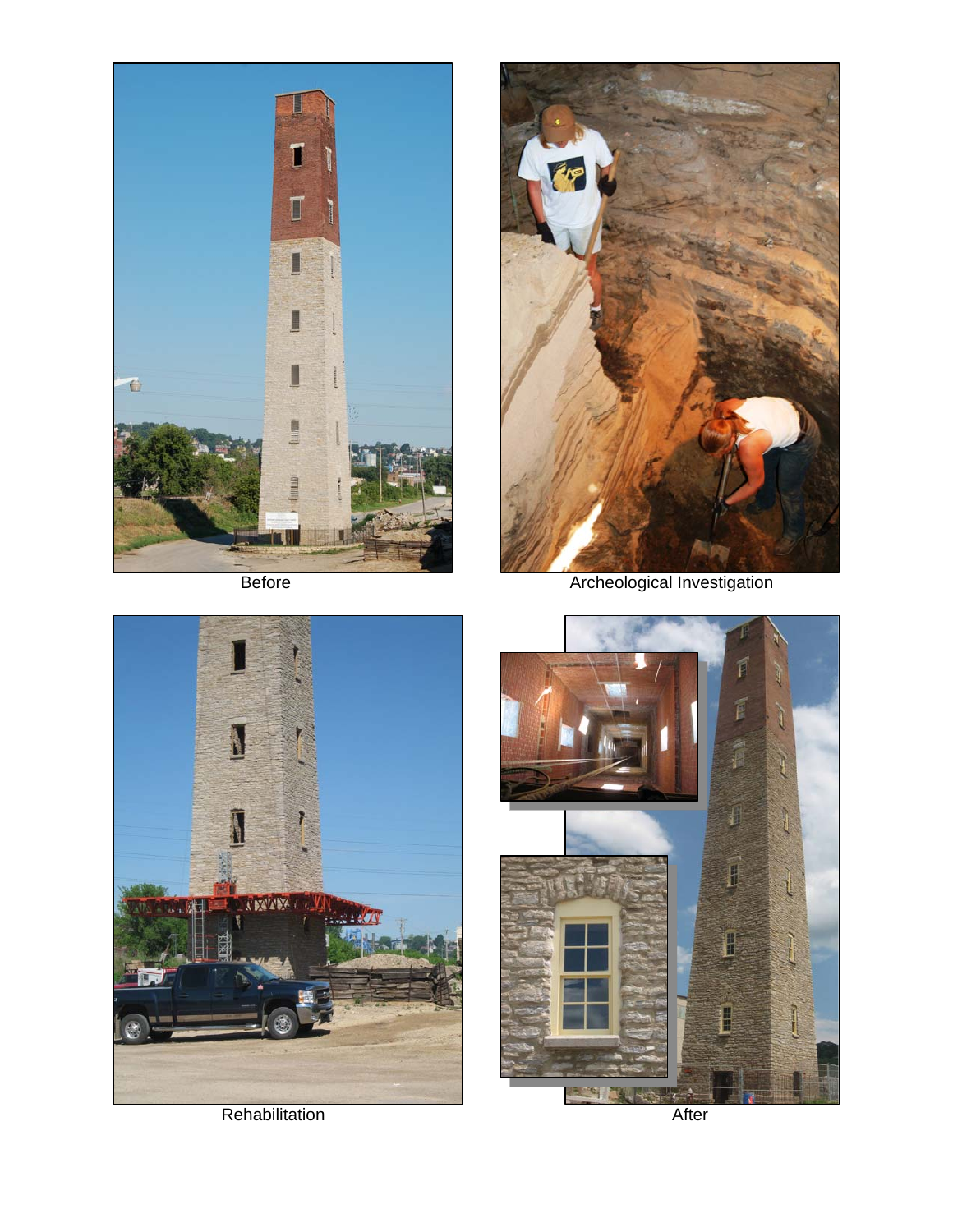Before

Archeological Investigation

Rehabilitation

After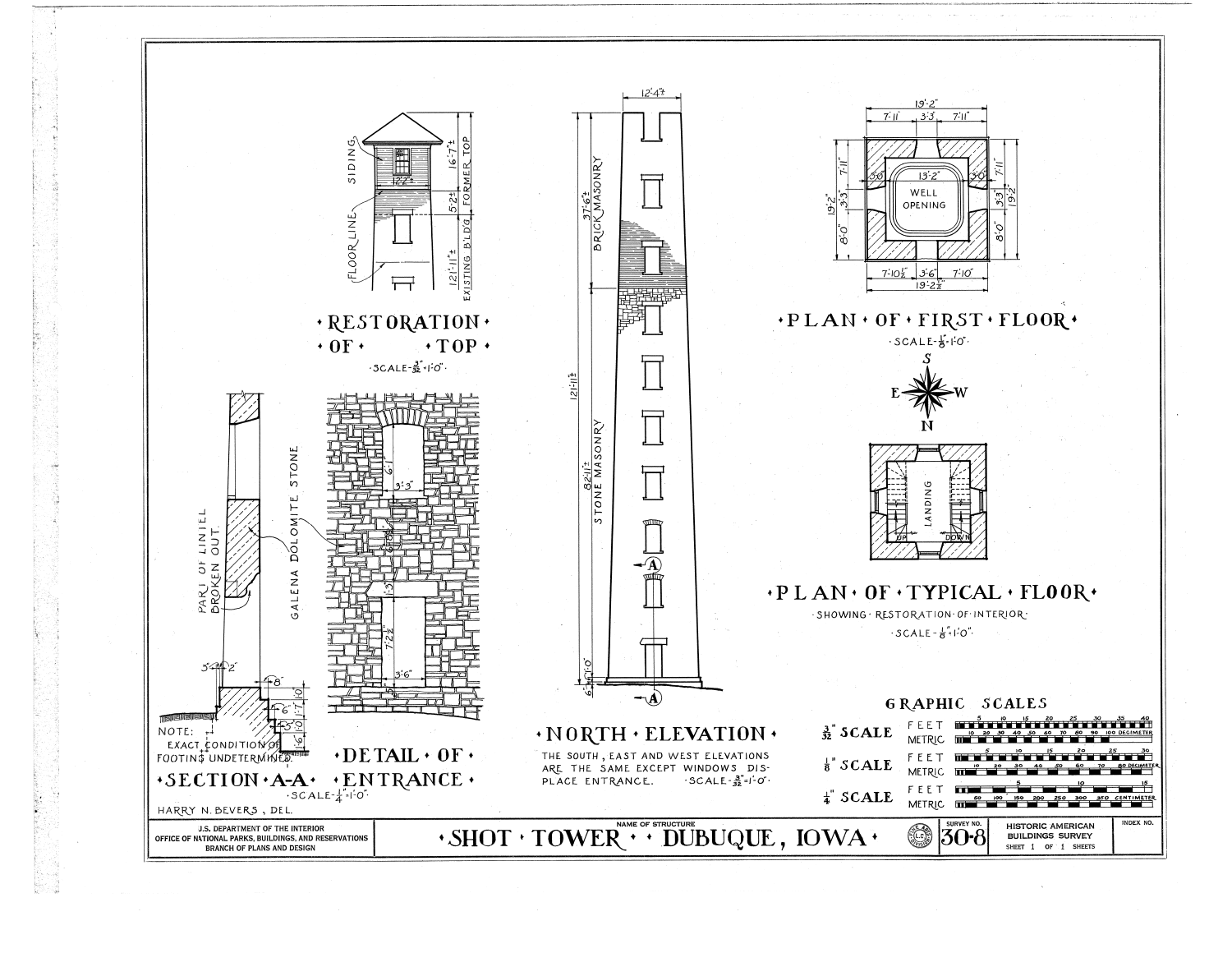## RESTORATION OF TOP

SCALE - 3/32" = 1'-0"

SIDING

FLOOR LINE

12'-2"

16'-7" ±

5'-2" ±

121'-11" ±

FORMER TOP

EXISTING B'LD'G

## NORTH ELEVATION

12'-4" ±

37'-6" ± BRICK MASONRY

121'-11" ±

82'-11" ± STONE MASONRY

6" 1'-0"

A

A

THE SOUTH, EAST AND WEST ELEVATIONS ARE THE SAME EXCEPT WINDOWS DISPLACE ENTRANCE. SCALE - 3/32" = 1'-0"

## PLAN OF FIRST FLOOR

SCALE - 1/8" = 1'-0"

19'-2"

7'-11" 3'-3" 7'-11"

13'-2"

WELL OPENING

3'-0" 3'-0"

7'-11" 3'-3" 8'-0"

19'-2"

7'-10½" 3'-6" 7'-10"

19'-2½"

S

E W

N

## PLAN OF TYPICAL FLOOR

SHOWING RESTORATION OF INTERIOR

SCALE - 1/8" = 1'-0"

LANDING

UP DOWN

## SECTION A-A

PART OF LINTEL BROKEN OUT.

3'-4" 2"

8"

6"

10

1'-7"

10

1'-6"

NOTE: EXACT CONDITION OF FOOTING UNDETERMINED.

## DETAIL OF ENTRANCE

SCALE - 1/4" = 1'-0"

GALENA DOLOMITE STONE

6'

3'-3"

1'-3"

7'-2½"

3'-6"

HARRY N. BEVERS, DEL.

## GRAPHIC SCALES

3/32" SCALE FEET 5 10 15 20 25 30 35 40

METRIC 10 20 30 40 50 60 70 80 90 100 DECIMETER

1/8" SCALE FEET 5 10 15 20 25 30

METRIC 10 20 30 40 50 60 70 80 DECIMETER

1/4" SCALE FEET 5 10 15

METRIC 50 100 150 200 250 300 350 CENTIMETER

U.S. DEPARTMENT OF THE INTERIOR
OFFICE OF NATIONAL PARKS, BUILDINGS, AND RESERVATIONS
BRANCH OF PLANS AND DESIGN

NAME OF STRUCTURE

# SHOT TOWER DUBUQUE, IOWA

SURVEY NO. 30-8

HISTORIC AMERICAN BUILDINGS SURVEY

SHEET 1 OF 1 SHEETS

INDEX NO.